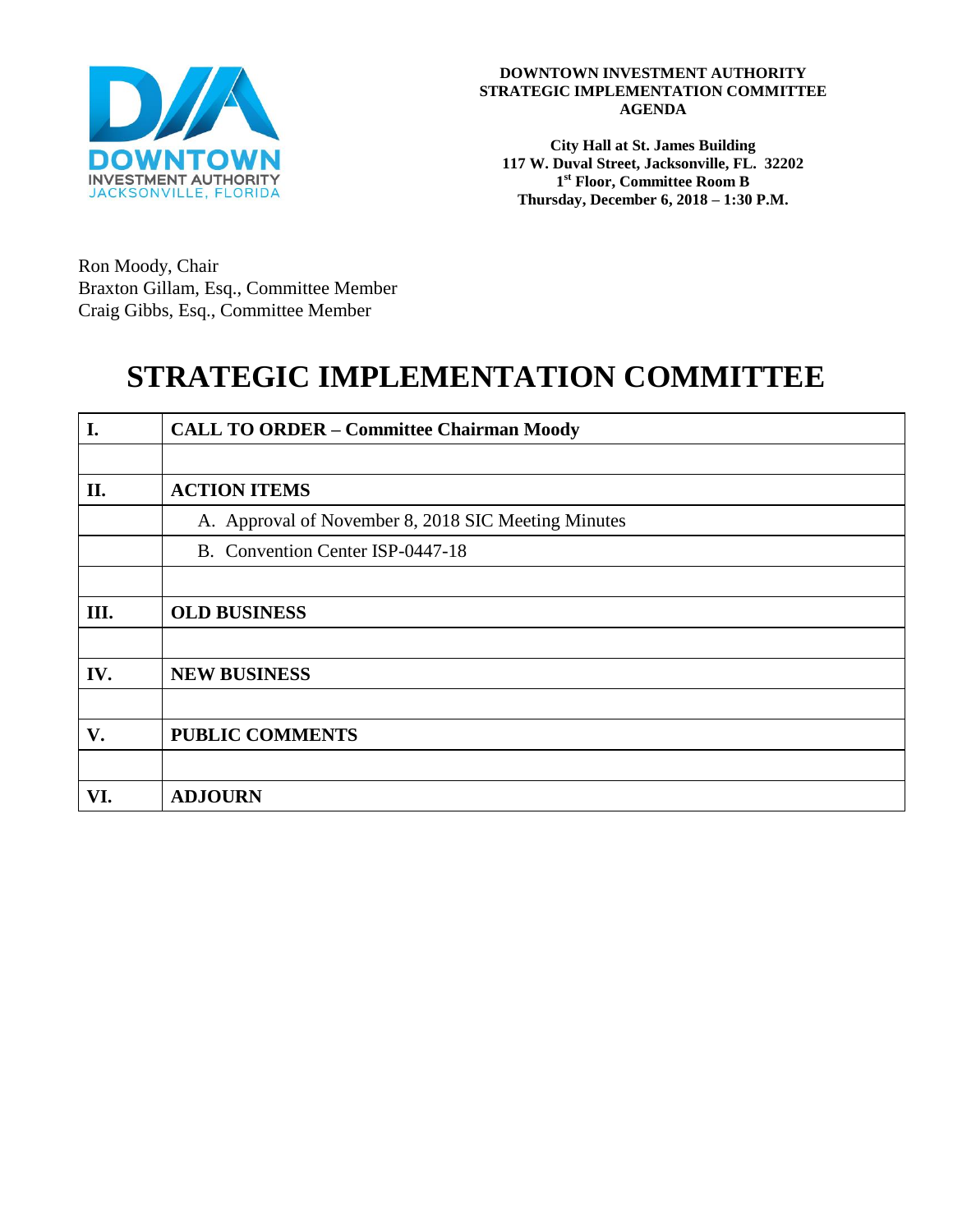**DOWNTOWN INVESTMENT AUTHORITY**
**STRATEGIC IMPLEMENTATION COMMITTEE**
**AGENDA**

**City Hall at St. James Building**
**117 W. Duval Street, Jacksonville, FL. 32202**
**1st Floor, Committee Room B**
**Thursday, December 6, 2018 – 1:30 P.M.**

Ron Moody, Chair
Braxton Gillam, Esq., Committee Member
Craig Gibbs, Esq., Committee Member

# STRATEGIC IMPLEMENTATION COMMITTEE

| | |
|---|---|
| **I.** | **CALL TO ORDER – Committee Chairman Moody** |
| | |
| **II.** | **ACTION ITEMS** |
| | A. Approval of November 8, 2018 SIC Meeting Minutes |
| | B. Convention Center ISP-0447-18 |
| | |
| **III.** | **OLD BUSINESS** |
| | |
| **IV.** | **NEW BUSINESS** |
| | |
| **V.** | **PUBLIC COMMENTS** |
| | |
| **VI.** | **ADJOURN** |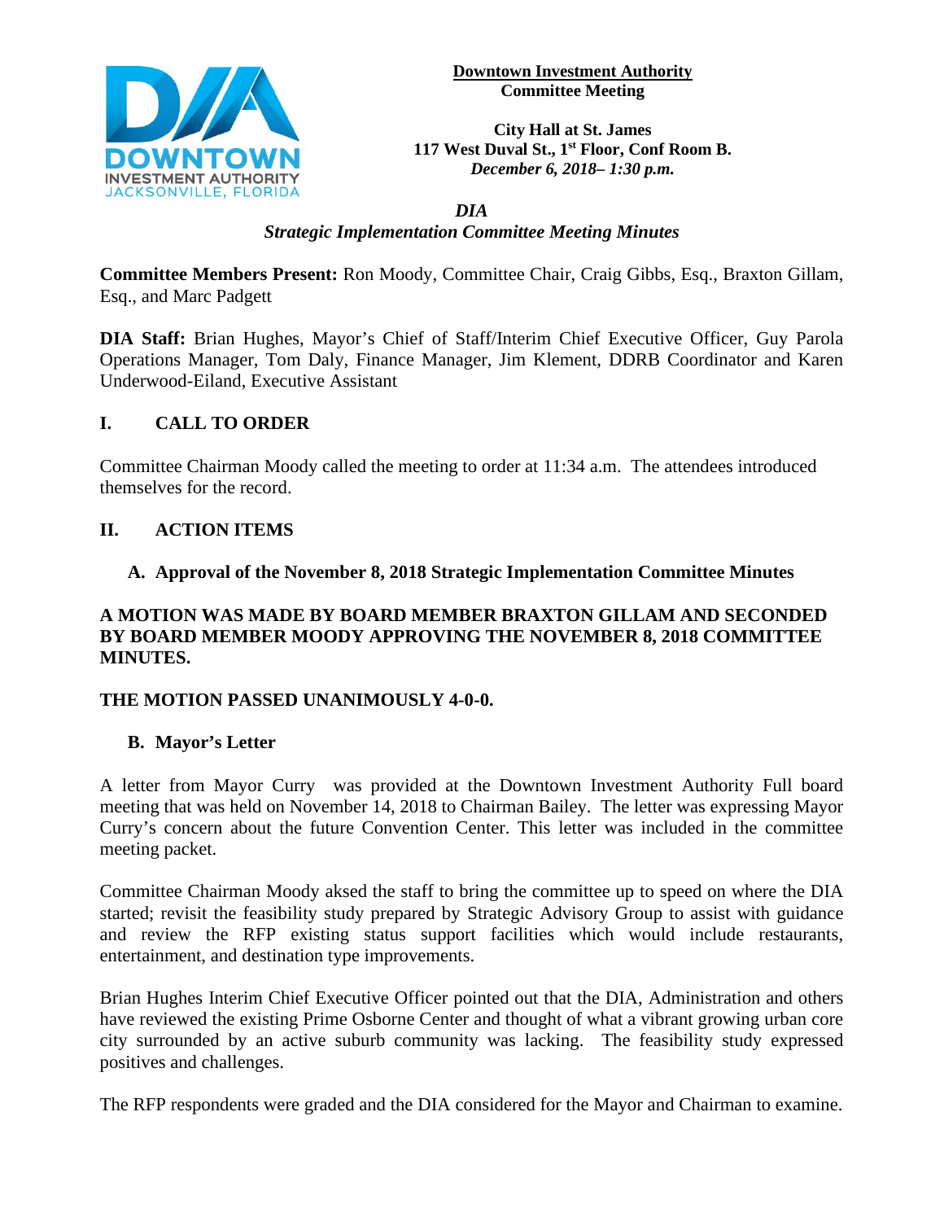**Downtown Investment Authority**
**Committee Meeting**

**City Hall at St. James**
**117 West Duval St., 1st Floor, Conf Room B.**
***December 6, 2018– 1:30 p.m.***

***DIA***
***Strategic Implementation Committee Meeting Minutes***

**Committee Members Present:** Ron Moody, Committee Chair, Craig Gibbs, Esq., Braxton Gillam, Esq., and Marc Padgett

**DIA Staff:** Brian Hughes, Mayor's Chief of Staff/Interim Chief Executive Officer, Guy Parola Operations Manager, Tom Daly, Finance Manager, Jim Klement, DDRB Coordinator and Karen Underwood-Eiland, Executive Assistant

## I. CALL TO ORDER

Committee Chairman Moody called the meeting to order at 11:34 a.m. The attendees introduced themselves for the record.

## II. ACTION ITEMS

### A. Approval of the November 8, 2018 Strategic Implementation Committee Minutes

**A MOTION WAS MADE BY BOARD MEMBER BRAXTON GILLAM AND SECONDED BY BOARD MEMBER MOODY APPROVING THE NOVEMBER 8, 2018 COMMITTEE MINUTES.**

**THE MOTION PASSED UNANIMOUSLY 4-0-0.**

### B. Mayor's Letter

A letter from Mayor Curry was provided at the Downtown Investment Authority Full board meeting that was held on November 14, 2018 to Chairman Bailey. The letter was expressing Mayor Curry's concern about the future Convention Center. This letter was included in the committee meeting packet.

Committee Chairman Moody aksed the staff to bring the committee up to speed on where the DIA started; revisit the feasibility study prepared by Strategic Advisory Group to assist with guidance and review the RFP existing status support facilities which would include restaurants, entertainment, and destination type improvements.

Brian Hughes Interim Chief Executive Officer pointed out that the DIA, Administration and others have reviewed the existing Prime Osborne Center and thought of what a vibrant growing urban core city surrounded by an active suburb community was lacking. The feasibility study expressed positives and challenges.

The RFP respondents were graded and the DIA considered for the Mayor and Chairman to examine.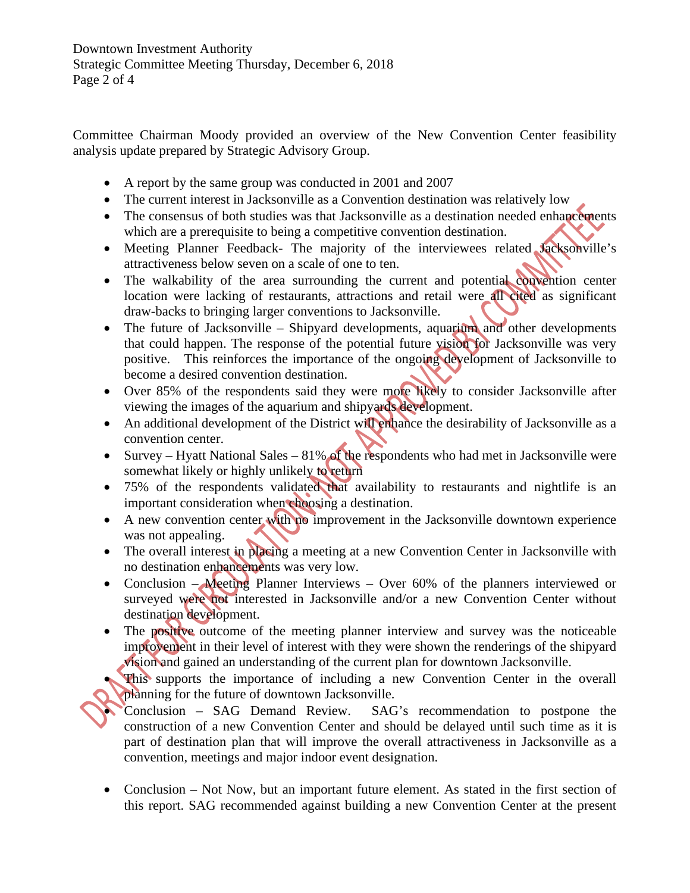Committee Chairman Moody provided an overview of the New Convention Center feasibility analysis update prepared by Strategic Advisory Group.

- A report by the same group was conducted in 2001 and 2007
- The current interest in Jacksonville as a Convention destination was relatively low
- The consensus of both studies was that Jacksonville as a destination needed enhancements which are a prerequisite to being a competitive convention destination.
- Meeting Planner Feedback- The majority of the interviewees related Jacksonville's attractiveness below seven on a scale of one to ten.
- The walkability of the area surrounding the current and potential convention center location were lacking of restaurants, attractions and retail were all cited as significant draw-backs to bringing larger conventions to Jacksonville.
- The future of Jacksonville – Shipyard developments, aquarium and other developments that could happen. The response of the potential future vision for Jacksonville was very positive. This reinforces the importance of the ongoing development of Jacksonville to become a desired convention destination.
- Over 85% of the respondents said they were more likely to consider Jacksonville after viewing the images of the aquarium and shipyards development.
- An additional development of the District will enhance the desirability of Jacksonville as a convention center.
- Survey – Hyatt National Sales – 81% of the respondents who had met in Jacksonville were somewhat likely or highly unlikely to return
- 75% of the respondents validated that availability to restaurants and nightlife is an important consideration when choosing a destination.
- A new convention center with no improvement in the Jacksonville downtown experience was not appealing.
- The overall interest in placing a meeting at a new Convention Center in Jacksonville with no destination enhancements was very low.
- Conclusion – Meeting Planner Interviews – Over 60% of the planners interviewed or surveyed were not interested in Jacksonville and/or a new Convention Center without destination development.
- The positive outcome of the meeting planner interview and survey was the noticeable improvement in their level of interest with they were shown the renderings of the shipyard vision and gained an understanding of the current plan for downtown Jacksonville.
- This supports the importance of including a new Convention Center in the overall planning for the future of downtown Jacksonville.
- Conclusion – SAG Demand Review. SAG's recommendation to postpone the construction of a new Convention Center and should be delayed until such time as it is part of destination plan that will improve the overall attractiveness in Jacksonville as a convention, meetings and major indoor event designation.

- Conclusion – Not Now, but an important future element. As stated in the first section of this report. SAG recommended against building a new Convention Center at the present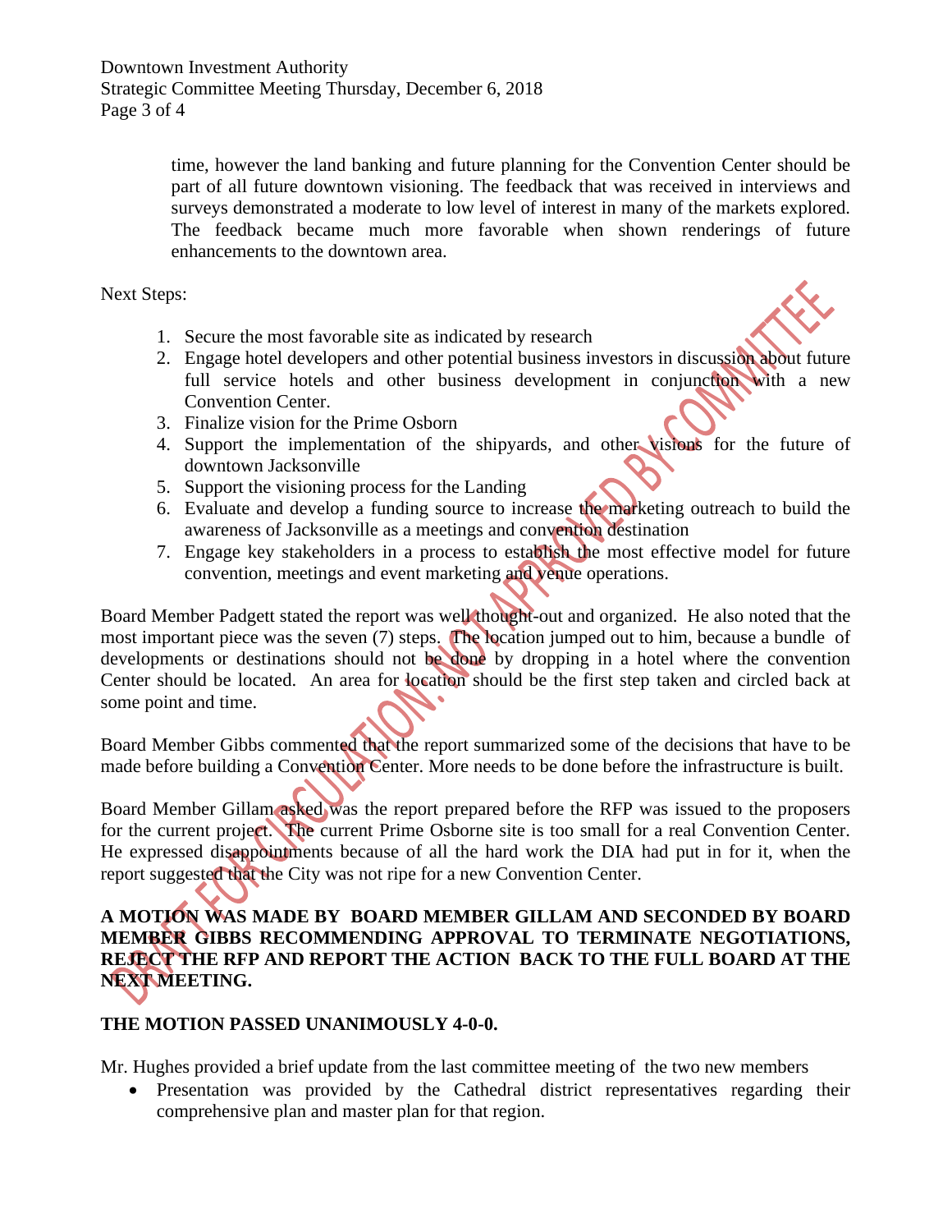time, however the land banking and future planning for the Convention Center should be part of all future downtown visioning. The feedback that was received in interviews and surveys demonstrated a moderate to low level of interest in many of the markets explored. The feedback became much more favorable when shown renderings of future enhancements to the downtown area.

Next Steps:

1. Secure the most favorable site as indicated by research
2. Engage hotel developers and other potential business investors in discussion about future full service hotels and other business development in conjunction with a new Convention Center.
3. Finalize vision for the Prime Osborn
4. Support the implementation of the shipyards, and other visions for the future of downtown Jacksonville
5. Support the visioning process for the Landing
6. Evaluate and develop a funding source to increase the marketing outreach to build the awareness of Jacksonville as a meetings and convention destination
7. Engage key stakeholders in a process to establish the most effective model for future convention, meetings and event marketing and venue operations.

Board Member Padgett stated the report was well thought-out and organized. He also noted that the most important piece was the seven (7) steps. The location jumped out to him, because a bundle of developments or destinations should not be done by dropping in a hotel where the convention Center should be located. An area for location should be the first step taken and circled back at some point and time.

Board Member Gibbs commented that the report summarized some of the decisions that have to be made before building a Convention Center. More needs to be done before the infrastructure is built.

Board Member Gillam asked was the report prepared before the RFP was issued to the proposers for the current project. The current Prime Osborne site is too small for a real Convention Center. He expressed disappointments because of all the hard work the DIA had put in for it, when the report suggested that the City was not ripe for a new Convention Center.

**A MOTION WAS MADE BY BOARD MEMBER GILLAM AND SECONDED BY BOARD MEMBER GIBBS RECOMMENDING APPROVAL TO TERMINATE NEGOTIATIONS, REJECT THE RFP AND REPORT THE ACTION BACK TO THE FULL BOARD AT THE NEXT MEETING.**

**THE MOTION PASSED UNANIMOUSLY 4-0-0.**

Mr. Hughes provided a brief update from the last committee meeting of the two new members

- Presentation was provided by the Cathedral district representatives regarding their comprehensive plan and master plan for that region.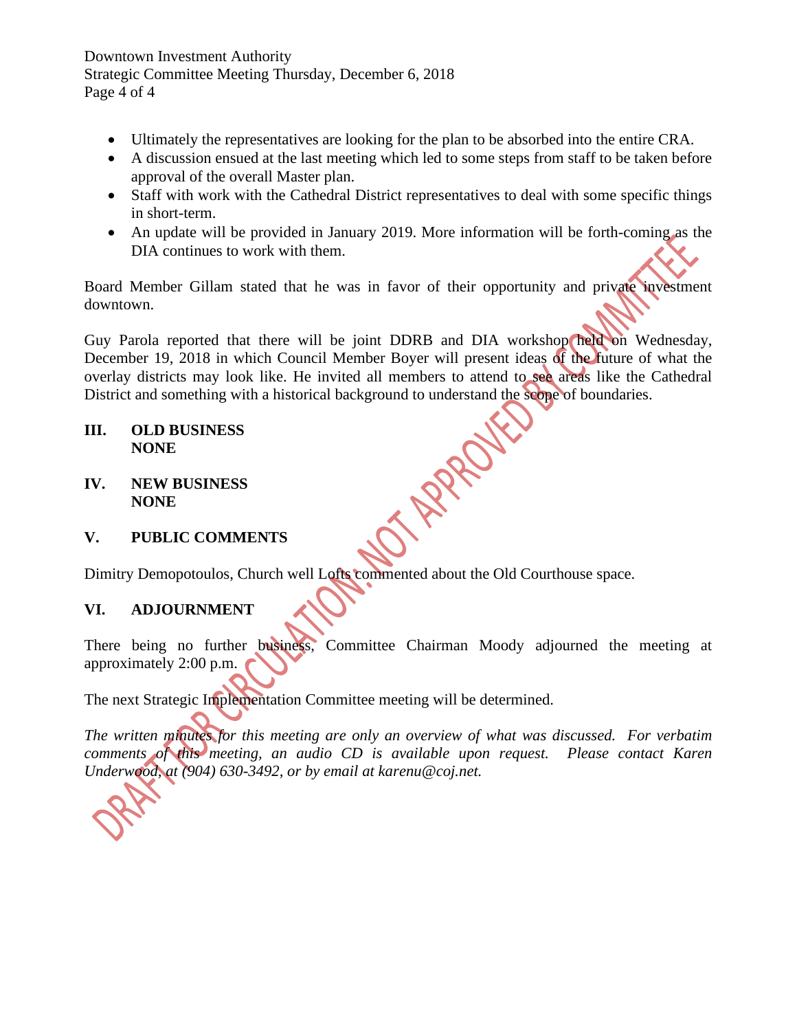- Ultimately the representatives are looking for the plan to be absorbed into the entire CRA.
- A discussion ensued at the last meeting which led to some steps from staff to be taken before approval of the overall Master plan.
- Staff with work with the Cathedral District representatives to deal with some specific things in short-term.
- An update will be provided in January 2019. More information will be forth-coming as the DIA continues to work with them.

Board Member Gillam stated that he was in favor of their opportunity and private investment downtown.

Guy Parola reported that there will be joint DDRB and DIA workshop held on Wednesday, December 19, 2018 in which Council Member Boyer will present ideas of the future of what the overlay districts may look like. He invited all members to attend to see areas like the Cathedral District and something with a historical background to understand the scope of boundaries.

**III. OLD BUSINESS**
**NONE**

**IV. NEW BUSINESS**
**NONE**

**V. PUBLIC COMMENTS**

Dimitry Demopotoulos, Church well Lofts commented about the Old Courthouse space.

**VI. ADJOURNMENT**

There being no further business, Committee Chairman Moody adjourned the meeting at approximately 2:00 p.m.

The next Strategic Implementation Committee meeting will be determined.

*The written minutes for this meeting are only an overview of what was discussed. For verbatim comments of this meeting, an audio CD is available upon request. Please contact Karen Underwood, at (904) 630-3492, or by email at karenu@coj.net.*

DRAFT FOR CIRCULATION. NOT APPROVED BY COMMITTEE